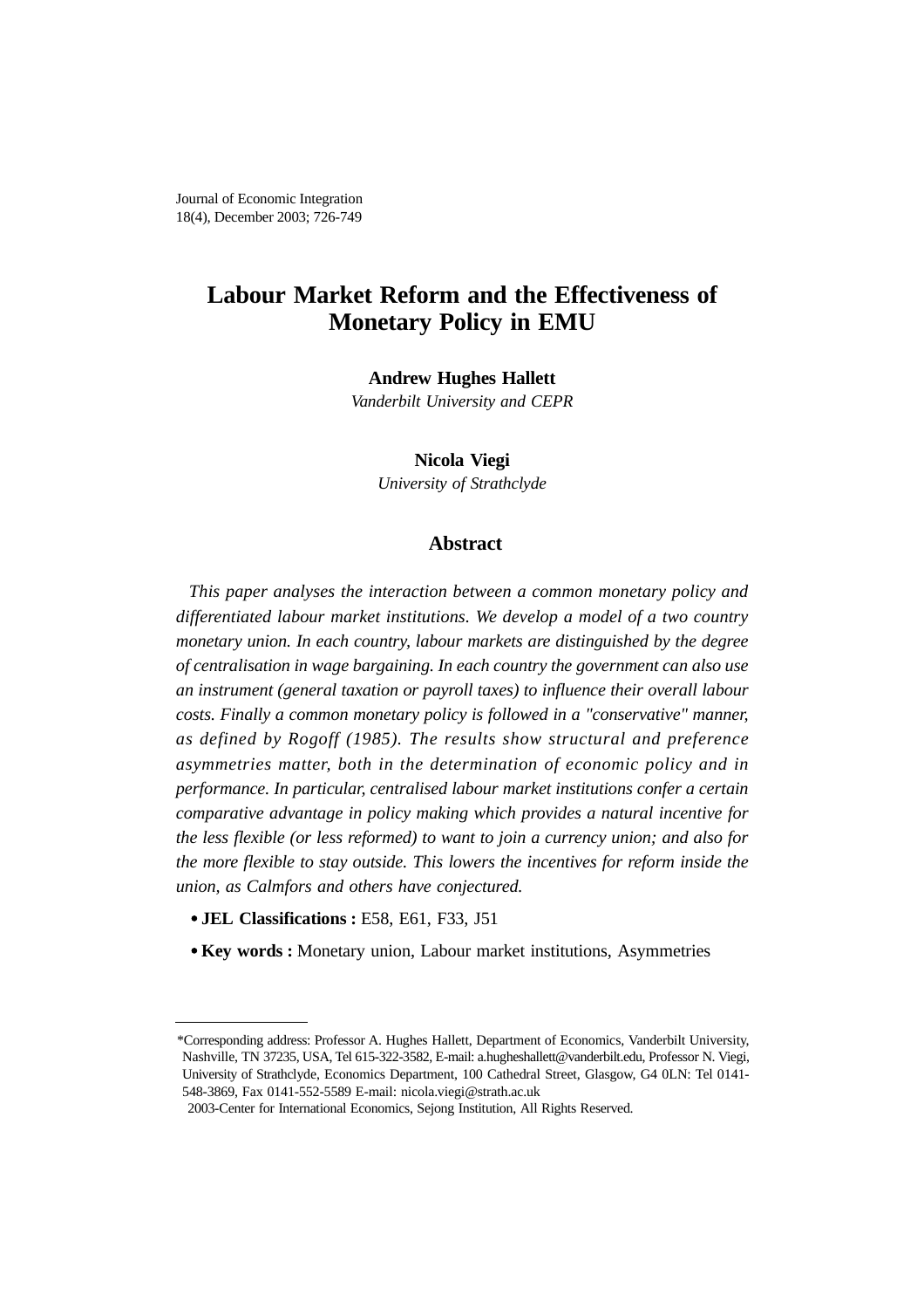# Labour Market Reform and the Effectiveness of Monetary Policy in EMU

**Andrew Hughes Hallett**
*Vanderbilt University and CEPR*

**Nicola Viegi**
*University of Strathclyde*

## Abstract

*This paper analyses the interaction between a common monetary policy and differentiated labour market institutions. We develop a model of a two country monetary union. In each country, labour markets are distinguished by the degree of centralisation in wage bargaining. In each country the government can also use an instrument (general taxation or payroll taxes) to influence their overall labour costs. Finally a common monetary policy is followed in a "conservative" manner, as defined by Rogoff (1985). The results show structural and preference asymmetries matter, both in the determination of economic policy and in performance. In particular, centralised labour market institutions confer a certain comparative advantage in policy making which provides a natural incentive for the less flexible (or less reformed) to want to join a currency union; and also for the more flexible to stay outside. This lowers the incentives for reform inside the union, as Calmfors and others have conjectured.*

- **JEL Classifications :** E58, E61, F33, J51
- **Key words :** Monetary union, Labour market institutions, Asymmetries

---

*Corresponding address: Professor A. Hughes Hallett, Department of Economics, Vanderbilt University, Nashville, TN 37235, USA, Tel 615-322-3582, E-mail: a.hugheshallett@vanderbilt.edu, Professor N. Viegi, University of Strathclyde, Economics Department, 100 Cathedral Street, Glasgow, G4 0LN: Tel 0141-548-3869, Fax 0141-552-5589 E-mail: nicola.viegi@strath.ac.uk

2003-Center for International Economics, Sejong Institution, All Rights Reserved.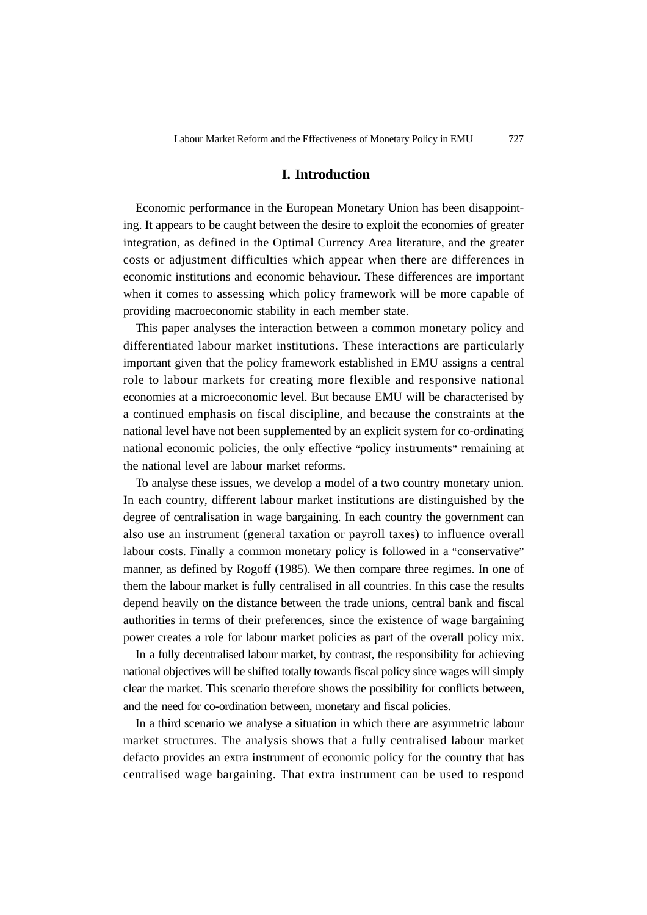## I. Introduction

Economic performance in the European Monetary Union has been disappointing. It appears to be caught between the desire to exploit the economies of greater integration, as defined in the Optimal Currency Area literature, and the greater costs or adjustment difficulties which appear when there are differences in economic institutions and economic behaviour. These differences are important when it comes to assessing which policy framework will be more capable of providing macroeconomic stability in each member state.

This paper analyses the interaction between a common monetary policy and differentiated labour market institutions. These interactions are particularly important given that the policy framework established in EMU assigns a central role to labour markets for creating more flexible and responsive national economies at a microeconomic level. But because EMU will be characterised by a continued emphasis on fiscal discipline, and because the constraints at the national level have not been supplemented by an explicit system for co-ordinating national economic policies, the only effective "policy instruments" remaining at the national level are labour market reforms.

To analyse these issues, we develop a model of a two country monetary union. In each country, different labour market institutions are distinguished by the degree of centralisation in wage bargaining. In each country the government can also use an instrument (general taxation or payroll taxes) to influence overall labour costs. Finally a common monetary policy is followed in a "conservative" manner, as defined by Rogoff (1985). We then compare three regimes. In one of them the labour market is fully centralised in all countries. In this case the results depend heavily on the distance between the trade unions, central bank and fiscal authorities in terms of their preferences, since the existence of wage bargaining power creates a role for labour market policies as part of the overall policy mix.

In a fully decentralised labour market, by contrast, the responsibility for achieving national objectives will be shifted totally towards fiscal policy since wages will simply clear the market. This scenario therefore shows the possibility for conflicts between, and the need for co-ordination between, monetary and fiscal policies.

In a third scenario we analyse a situation in which there are asymmetric labour market structures. The analysis shows that a fully centralised labour market defacto provides an extra instrument of economic policy for the country that has centralised wage bargaining. That extra instrument can be used to respond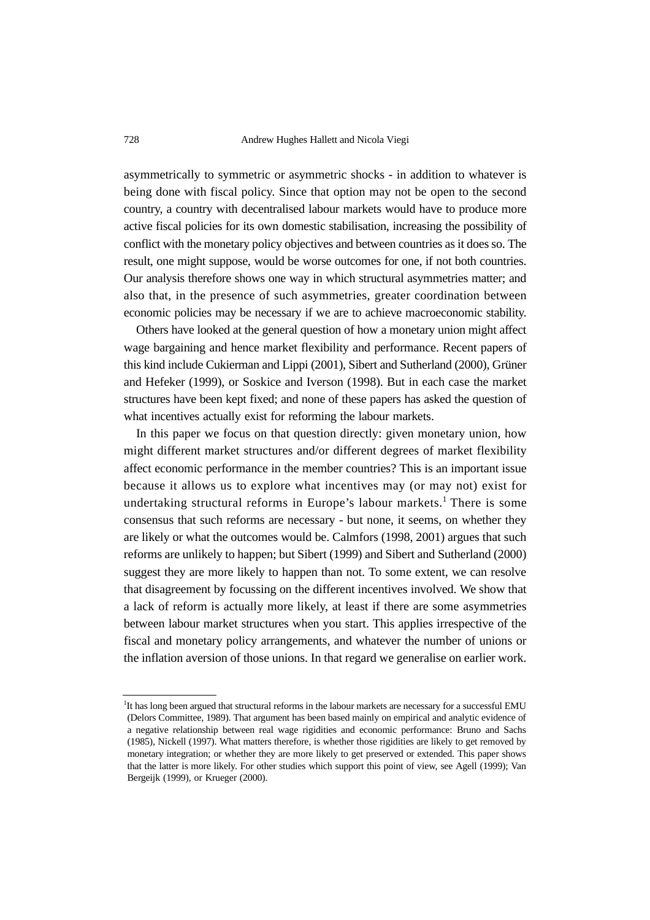asymmetrically to symmetric or asymmetric shocks - in addition to whatever is being done with fiscal policy. Since that option may not be open to the second country, a country with decentralised labour markets would have to produce more active fiscal policies for its own domestic stabilisation, increasing the possibility of conflict with the monetary policy objectives and between countries as it does so. The result, one might suppose, would be worse outcomes for one, if not both countries. Our analysis therefore shows one way in which structural asymmetries matter; and also that, in the presence of such asymmetries, greater coordination between economic policies may be necessary if we are to achieve macroeconomic stability.

Others have looked at the general question of how a monetary union might affect wage bargaining and hence market flexibility and performance. Recent papers of this kind include Cukierman and Lippi (2001), Sibert and Sutherland (2000), Grüner and Hefeker (1999), or Soskice and Iverson (1998). But in each case the market structures have been kept fixed; and none of these papers has asked the question of what incentives actually exist for reforming the labour markets.

In this paper we focus on that question directly: given monetary union, how might different market structures and/or different degrees of market flexibility affect economic performance in the member countries? This is an important issue because it allows us to explore what incentives may (or may not) exist for undertaking structural reforms in Europe's labour markets.[1] There is some consensus that such reforms are necessary - but none, it seems, on whether they are likely or what the outcomes would be. Calmfors (1998, 2001) argues that such reforms are unlikely to happen; but Sibert (1999) and Sibert and Sutherland (2000) suggest they are more likely to happen than not. To some extent, we can resolve that disagreement by focussing on the different incentives involved. We show that a lack of reform is actually more likely, at least if there are some asymmetries between labour market structures when you start. This applies irrespective of the fiscal and monetary policy arrangements, and whatever the number of unions or the inflation aversion of those unions. In that regard we generalise on earlier work.

[1] It has long been argued that structural reforms in the labour markets are necessary for a successful EMU (Delors Committee, 1989). That argument has been based mainly on empirical and analytic evidence of a negative relationship between real wage rigidities and economic performance: Bruno and Sachs (1985), Nickell (1997). What matters therefore, is whether those rigidities are likely to get removed by monetary integration; or whether they are more likely to get preserved or extended. This paper shows that the latter is more likely. For other studies which support this point of view, see Agell (1999); Van Bergeijk (1999), or Krueger (2000).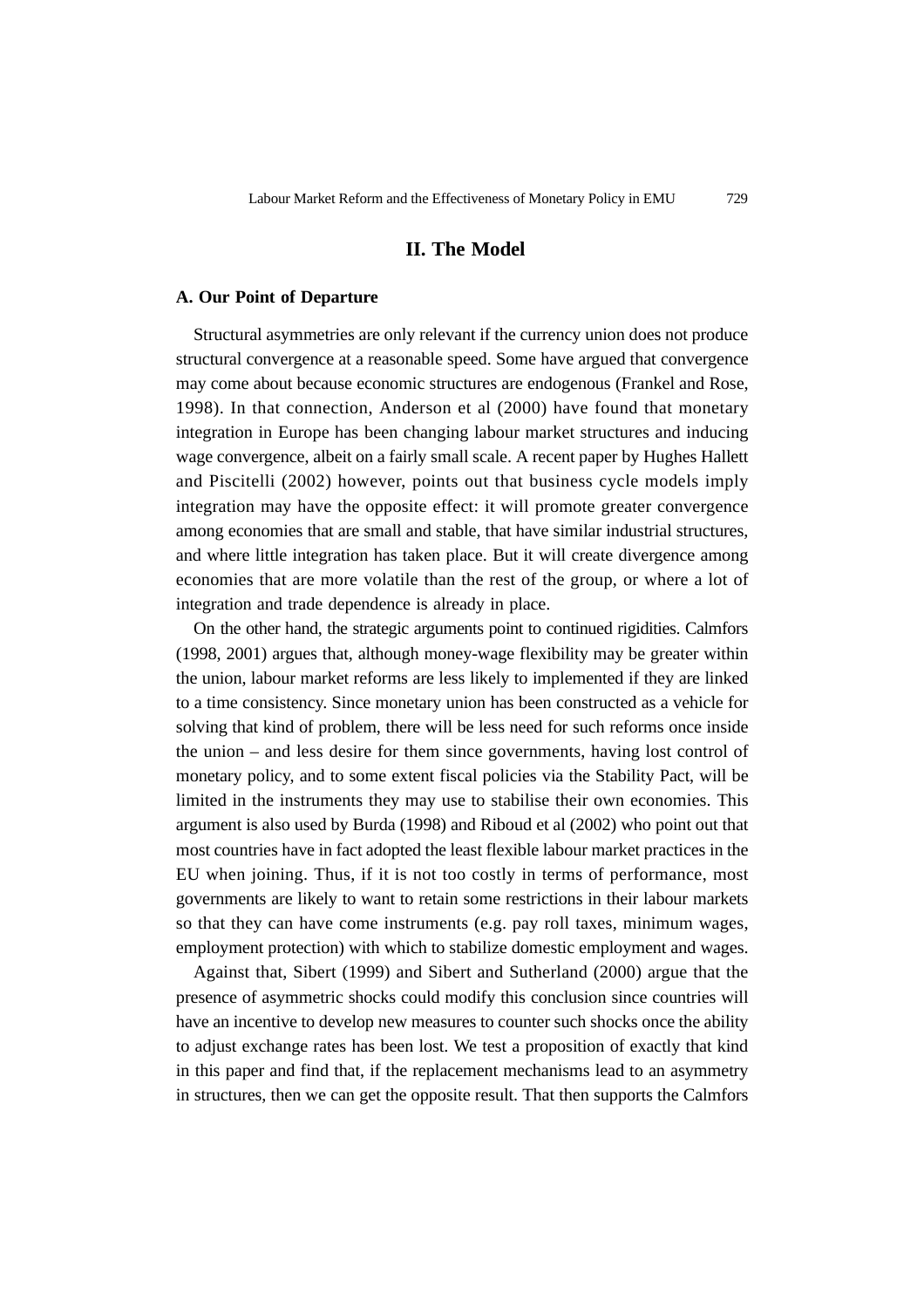## II. The Model

### A. Our Point of Departure

Structural asymmetries are only relevant if the currency union does not produce structural convergence at a reasonable speed. Some have argued that convergence may come about because economic structures are endogenous (Frankel and Rose, 1998). In that connection, Anderson et al (2000) have found that monetary integration in Europe has been changing labour market structures and inducing wage convergence, albeit on a fairly small scale. A recent paper by Hughes Hallett and Piscitelli (2002) however, points out that business cycle models imply integration may have the opposite effect: it will promote greater convergence among economies that are small and stable, that have similar industrial structures, and where little integration has taken place. But it will create divergence among economies that are more volatile than the rest of the group, or where a lot of integration and trade dependence is already in place.

On the other hand, the strategic arguments point to continued rigidities. Calmfors (1998, 2001) argues that, although money-wage flexibility may be greater within the union, labour market reforms are less likely to implemented if they are linked to a time consistency. Since monetary union has been constructed as a vehicle for solving that kind of problem, there will be less need for such reforms once inside the union – and less desire for them since governments, having lost control of monetary policy, and to some extent fiscal policies via the Stability Pact, will be limited in the instruments they may use to stabilise their own economies. This argument is also used by Burda (1998) and Riboud et al (2002) who point out that most countries have in fact adopted the least flexible labour market practices in the EU when joining. Thus, if it is not too costly in terms of performance, most governments are likely to want to retain some restrictions in their labour markets so that they can have come instruments (e.g. pay roll taxes, minimum wages, employment protection) with which to stabilize domestic employment and wages.

Against that, Sibert (1999) and Sibert and Sutherland (2000) argue that the presence of asymmetric shocks could modify this conclusion since countries will have an incentive to develop new measures to counter such shocks once the ability to adjust exchange rates has been lost. We test a proposition of exactly that kind in this paper and find that, if the replacement mechanisms lead to an asymmetry in structures, then we can get the opposite result. That then supports the Calmfors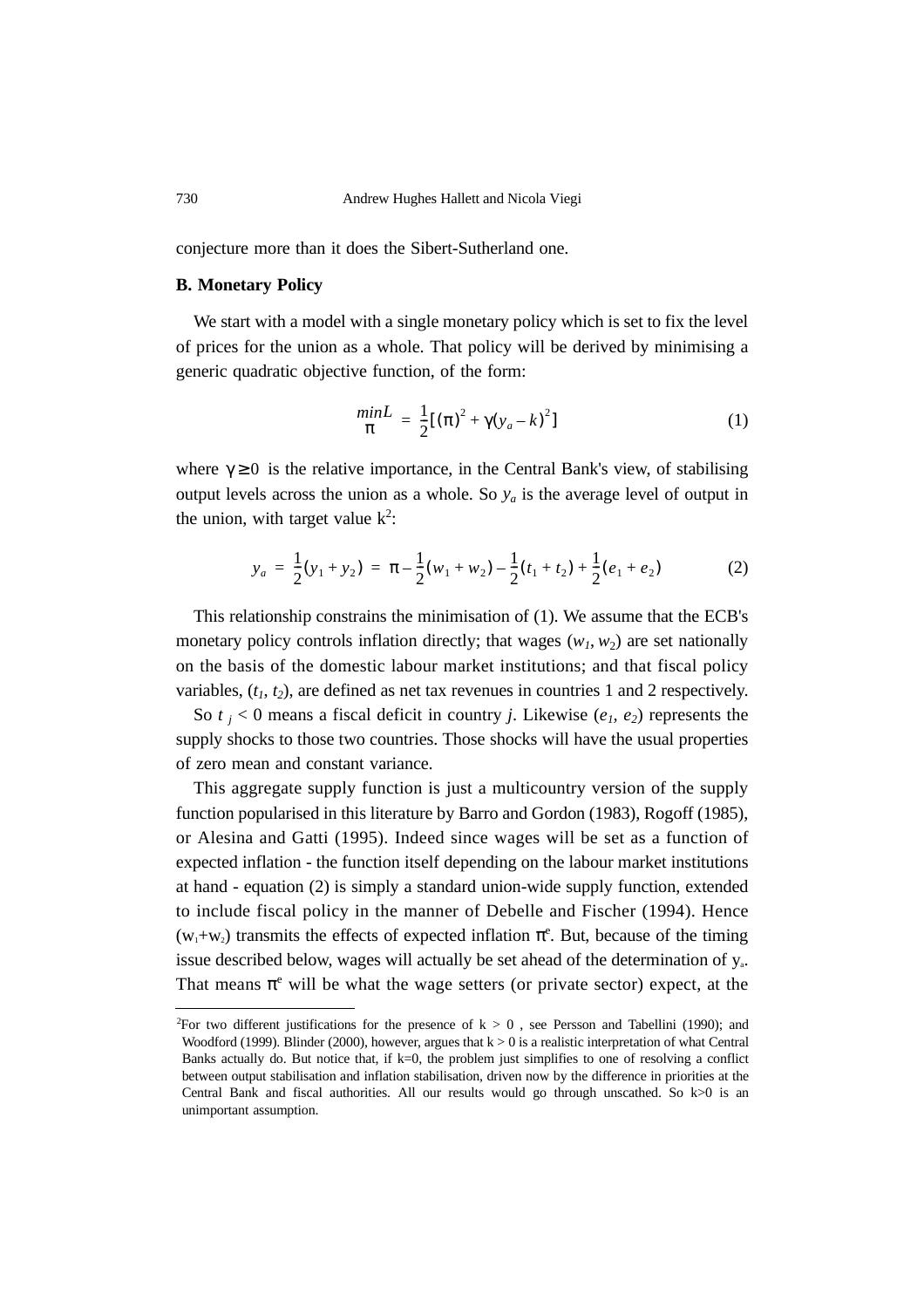conjecture more than it does the Sibert-Sutherland one.

**B. Monetary Policy**

We start with a model with a single monetary policy which is set to fix the level of prices for the union as a whole. That policy will be derived by minimising a generic quadratic objective function, of the form:

$$\min_{\pi} L = \frac{1}{2}[(\pi)^2 + \gamma(y_a - k)^2] \tag{1}$$

where $\gamma \geq 0$ is the relative importance, in the Central Bank's view, of stabilising output levels across the union as a whole. So $y_a$ is the average level of output in the union, with target value k[2]:

$$y_a = \frac{1}{2}(y_1 + y_2) = \pi - \frac{1}{2}(w_1 + w_2) - \frac{1}{2}(t_1 + t_2) + \frac{1}{2}(e_1 + e_2) \tag{2}$$

This relationship constrains the minimisation of (1). We assume that the ECB's monetary policy controls inflation directly; that wages ($w_1$, $w_2$) are set nationally on the basis of the domestic labour market institutions; and that fiscal policy variables, ($t_1$, $t_2$), are defined as net tax revenues in countries 1 and 2 respectively.

So $t_j < 0$ means a fiscal deficit in country *j*. Likewise ($e_1$, $e_2$) represents the supply shocks to those two countries. Those shocks will have the usual properties of zero mean and constant variance.

This aggregate supply function is just a multicountry version of the supply function popularised in this literature by Barro and Gordon (1983), Rogoff (1985), or Alesina and Gatti (1995). Indeed since wages will be set as a function of expected inflation - the function itself depending on the labour market institutions at hand - equation (2) is simply a standard union-wide supply function, extended to include fiscal policy in the manner of Debelle and Fischer (1994). Hence ($w_1+w_2$) transmits the effects of expected inflation $\pi^e$. But, because of the timing issue described below, wages will actually be set ahead of the determination of $y_a$. That means $\pi^e$ will be what the wage setters (or private sector) expect, at the

---

[2]For two different justifications for the presence of $k > 0$ , see Persson and Tabellini (1990); and Woodford (1999). Blinder (2000), however, argues that $k > 0$ is a realistic interpretation of what Central Banks actually do. But notice that, if k=0, the problem just simplifies to one of resolving a conflict between output stabilisation and inflation stabilisation, driven now by the difference in priorities at the Central Bank and fiscal authorities. All our results would go through unscathed. So k>0 is an unimportant assumption.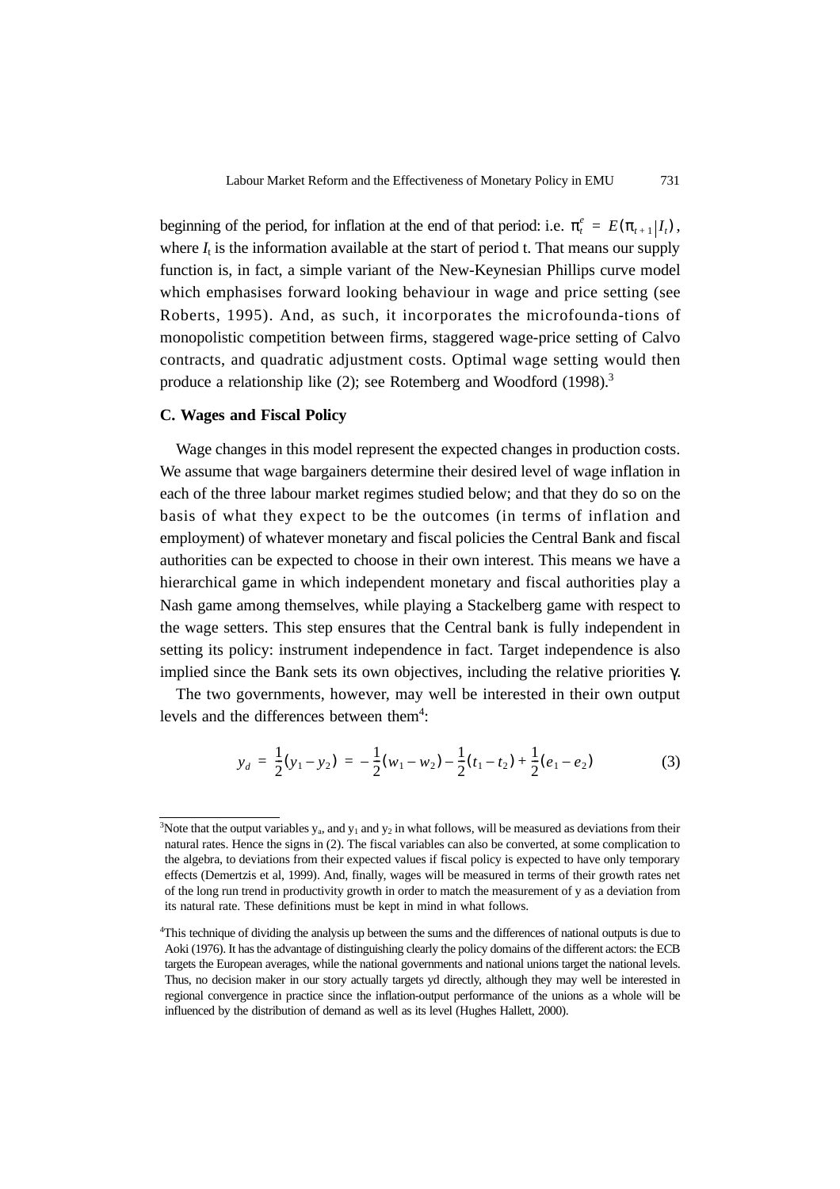beginning of the period, for inflation at the end of that period: i.e. $\pi_t^e = E(\pi_{t+1}|I_t)$, where $I_t$ is the information available at the start of period t. That means our supply function is, in fact, a simple variant of the New-Keynesian Phillips curve model which emphasises forward looking behaviour in wage and price setting (see Roberts, 1995). And, as such, it incorporates the microfounda-tions of monopolistic competition between firms, staggered wage-price setting of Calvo contracts, and quadratic adjustment costs. Optimal wage setting would then produce a relationship like (2); see Rotemberg and Woodford (1998).[3]

### C. Wages and Fiscal Policy

Wage changes in this model represent the expected changes in production costs. We assume that wage bargainers determine their desired level of wage inflation in each of the three labour market regimes studied below; and that they do so on the basis of what they expect to be the outcomes (in terms of inflation and employment) of whatever monetary and fiscal policies the Central Bank and fiscal authorities can be expected to choose in their own interest. This means we have a hierarchical game in which independent monetary and fiscal authorities play a Nash game among themselves, while playing a Stackelberg game with respect to the wage setters. This step ensures that the Central bank is fully independent in setting its policy: instrument independence in fact. Target independence is also implied since the Bank sets its own objectives, including the relative priorities $\gamma$.

The two governments, however, may well be interested in their own output levels and the differences between them[4]:

$$y_d = \frac{1}{2}(y_1 - y_2) = -\frac{1}{2}(w_1 - w_2) - \frac{1}{2}(t_1 - t_2) + \frac{1}{2}(e_1 - e_2) \tag{3}$$

[3]Note that the output variables $y_a$, and $y_1$ and $y_2$ in what follows, will be measured as deviations from their natural rates. Hence the signs in (2). The fiscal variables can also be converted, at some complication to the algebra, to deviations from their expected values if fiscal policy is expected to have only temporary effects (Demertzis et al, 1999). And, finally, wages will be measured in terms of their growth rates net of the long run trend in productivity growth in order to match the measurement of y as a deviation from its natural rate. These definitions must be kept in mind in what follows.

[4]This technique of dividing the analysis up between the sums and the differences of national outputs is due to Aoki (1976). It has the advantage of distinguishing clearly the policy domains of the different actors: the ECB targets the European averages, while the national governments and national unions target the national levels. Thus, no decision maker in our story actually targets yd directly, although they may well be interested in regional convergence in practice since the inflation-output performance of the unions as a whole will be influenced by the distribution of demand as well as its level (Hughes Hallett, 2000).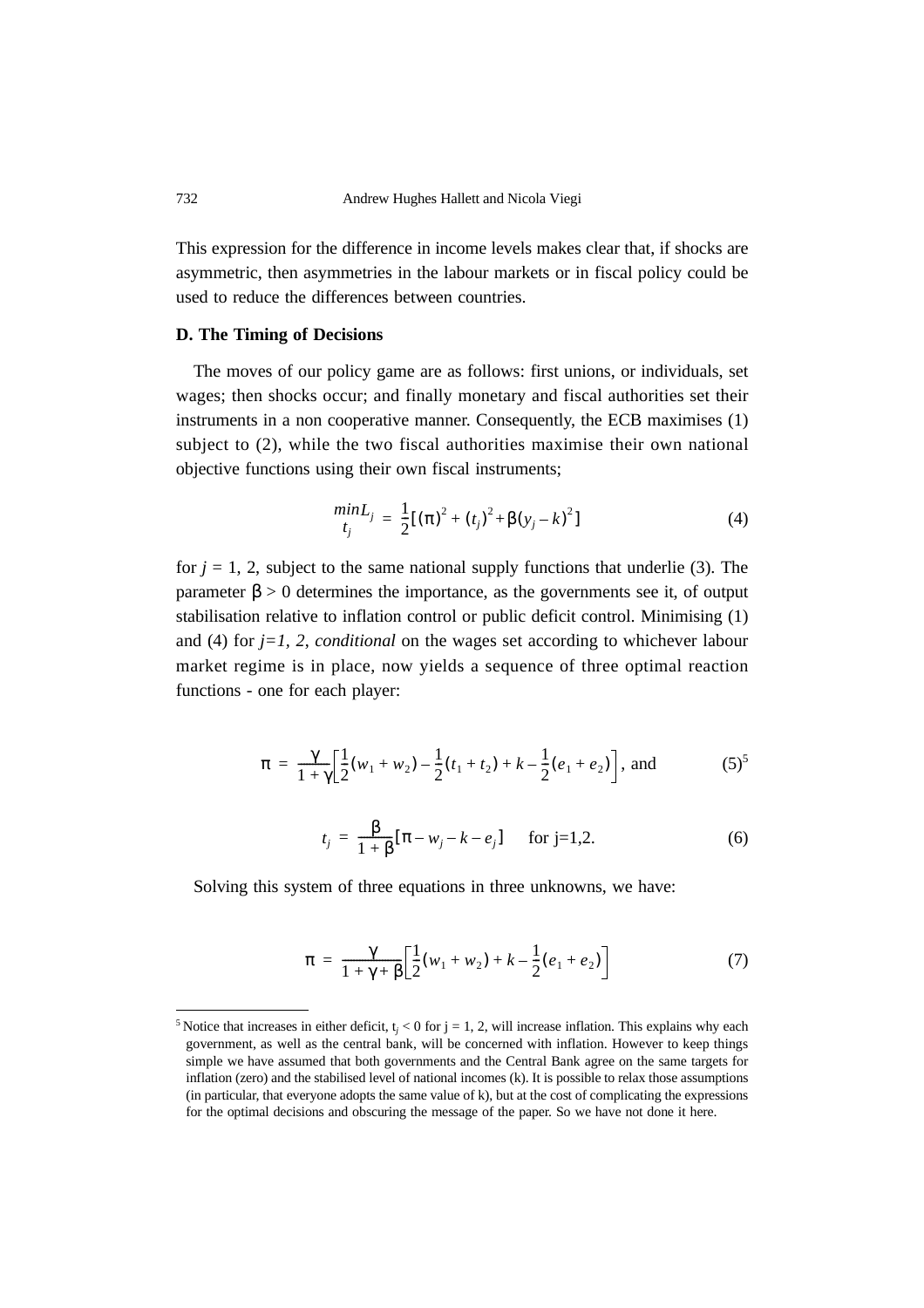This expression for the difference in income levels makes clear that, if shocks are asymmetric, then asymmetries in the labour markets or in fiscal policy could be used to reduce the differences between countries.

### D. The Timing of Decisions

The moves of our policy game are as follows: first unions, or individuals, set wages; then shocks occur; and finally monetary and fiscal authorities set their instruments in a non cooperative manner. Consequently, the ECB maximises (1) subject to (2), while the two fiscal authorities maximise their own national objective functions using their own fiscal instruments;

$$\min_{t_j} L_j = \frac{1}{2}[(\pi)^2 + (t_j)^2 + \beta(y_j - k)^2] \tag{4}$$

for $j = 1, 2$, subject to the same national supply functions that underlie (3). The parameter $\beta > 0$ determines the importance, as the governments see it, of output stabilisation relative to inflation control or public deficit control. Minimising (1) and (4) for $j=1, 2$, *conditional* on the wages set according to whichever labour market regime is in place, now yields a sequence of three optimal reaction functions - one for each player:

$$\pi = \frac{\gamma}{1+\gamma}\left[\frac{1}{2}(w_1 + w_2) - \frac{1}{2}(t_1 + t_2) + k - \frac{1}{2}(e_1 + e_2)\right], \text{ and} \tag{5}$$

[5]

$$t_j = \frac{\beta}{1+\beta}[\pi - w_j - k - e_j] \quad \text{for j=1,2.} \tag{6}$$

Solving this system of three equations in three unknowns, we have:

$$\pi = \frac{\gamma}{1+\gamma+\beta}\left[\frac{1}{2}(w_1 + w_2) + k - \frac{1}{2}(e_1 + e_2)\right] \tag{7}$$

---

[5] Notice that increases in either deficit, $t_j < 0$ for j = 1, 2, will increase inflation. This explains why each government, as well as the central bank, will be concerned with inflation. However to keep things simple we have assumed that both governments and the Central Bank agree on the same targets for inflation (zero) and the stabilised level of national incomes (k). It is possible to relax those assumptions (in particular, that everyone adopts the same value of k), but at the cost of complicating the expressions for the optimal decisions and obscuring the message of the paper. So we have not done it here.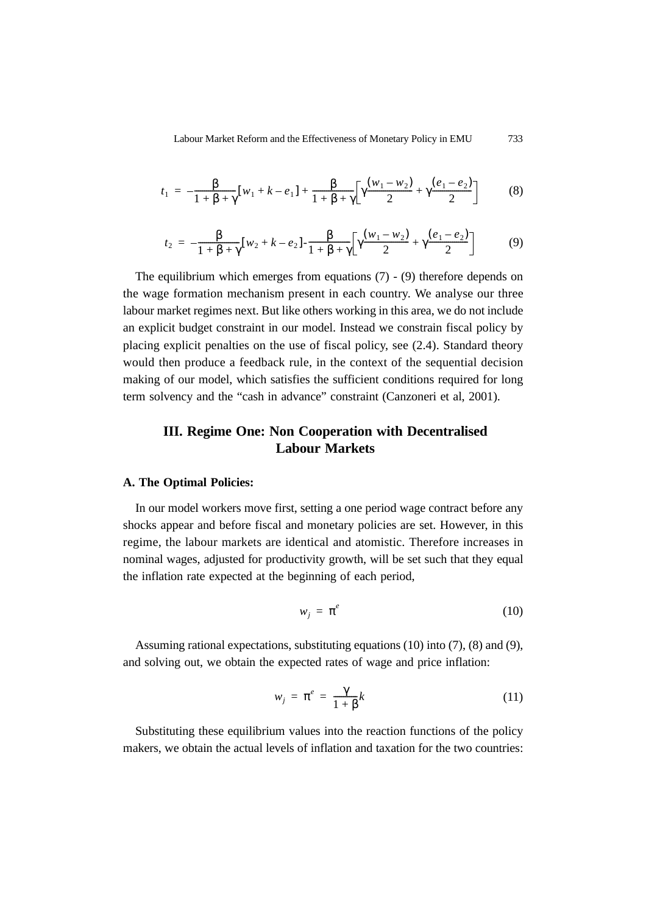$$t_1 = -\frac{\beta}{1+\beta+\gamma}[w_1 + k - e_1] + \frac{\beta}{1+\beta+\gamma}\left[\gamma\frac{(w_1 - w_2)}{2} + \gamma\frac{(e_1 - e_2)}{2}\right] \tag{8}$$

$$t_2 = -\frac{\beta}{1+\beta+\gamma}[w_2 + k - e_2] - \frac{\beta}{1+\beta+\gamma}\left[\gamma\frac{(w_1 - w_2)}{2} + \gamma\frac{(e_1 - e_2)}{2}\right] \tag{9}$$

The equilibrium which emerges from equations (7) - (9) therefore depends on the wage formation mechanism present in each country. We analyse our three labour market regimes next. But like others working in this area, we do not include an explicit budget constraint in our model. Instead we constrain fiscal policy by placing explicit penalties on the use of fiscal policy, see (2.4). Standard theory would then produce a feedback rule, in the context of the sequential decision making of our model, which satisfies the sufficient conditions required for long term solvency and the "cash in advance" constraint (Canzoneri et al, 2001).

## III. Regime One: Non Cooperation with Decentralised Labour Markets

### A. The Optimal Policies:

In our model workers move first, setting a one period wage contract before any shocks appear and before fiscal and monetary policies are set. However, in this regime, the labour markets are identical and atomistic. Therefore increases in nominal wages, adjusted for productivity growth, will be set such that they equal the inflation rate expected at the beginning of each period,

$$w_j = \pi^e \tag{10}$$

Assuming rational expectations, substituting equations (10) into (7), (8) and (9), and solving out, we obtain the expected rates of wage and price inflation:

$$w_j = \pi^e = \frac{\gamma}{1+\beta}k \tag{11}$$

Substituting these equilibrium values into the reaction functions of the policy makers, we obtain the actual levels of inflation and taxation for the two countries: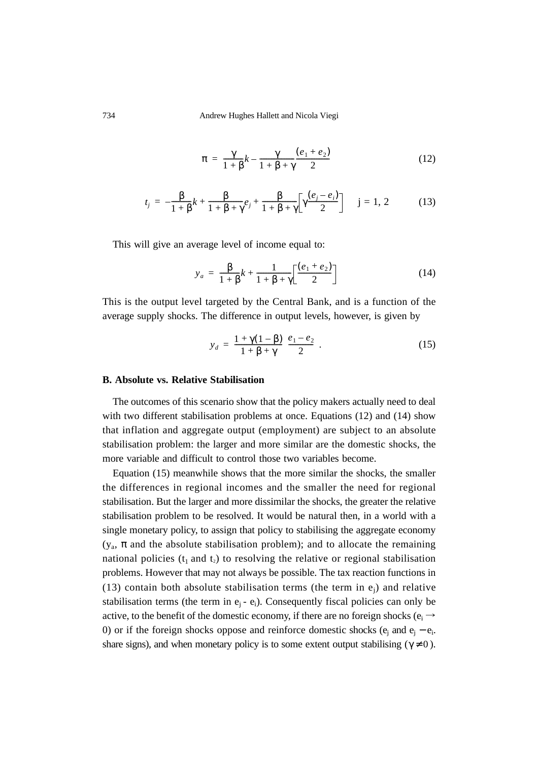$$\pi = \frac{\gamma}{1+\beta}k - \frac{\gamma}{1+\beta+\gamma}\frac{(e_1+e_2)}{2} \tag{12}$$

$$t_j = -\frac{\beta}{1+\beta}k + \frac{\beta}{1+\beta+\gamma}e_j + \frac{\beta}{1+\beta+\gamma}\left[\gamma\frac{(e_j-e_i)}{2}\right] \quad j = 1, 2 \tag{13}$$

This will give an average level of income equal to:

$$y_a = \frac{\beta}{1+\beta}k + \frac{1}{1+\beta+\gamma}\left[\frac{(e_1+e_2)}{2}\right] \tag{14}$$

This is the output level targeted by the Central Bank, and is a function of the average supply shocks. The difference in output levels, however, is given by

$$y_d = \frac{1+\gamma(1-\beta)}{1+\beta+\gamma}\ \frac{e_1-e_2}{2}\ . \tag{15}$$

### B. Absolute vs. Relative Stabilisation

The outcomes of this scenario show that the policy makers actually need to deal with two different stabilisation problems at once. Equations (12) and (14) show that inflation and aggregate output (employment) are subject to an absolute stabilisation problem: the larger and more similar are the domestic shocks, the more variable and difficult to control those two variables become.

Equation (15) meanwhile shows that the more similar the shocks, the smaller the differences in regional incomes and the smaller the need for regional stabilisation. But the larger and more dissimilar the shocks, the greater the relative stabilisation problem to be resolved. It would be natural then, in a world with a single monetary policy, to assign that policy to stabilising the aggregate economy ($y_a$, $\pi$ and the absolute stabilisation problem); and to allocate the remaining national policies ($t_1$ and $t_2$) to resolving the relative or regional stabilisation problems. However that may not always be possible. The tax reaction functions in (13) contain both absolute stabilisation terms (the term in $e_j$) and relative stabilisation terms (the term in $e_j$ - $e_i$). Consequently fiscal policies can only be active, to the benefit of the domestic economy, if there are no foreign shocks ($e_i \rightarrow 0$) or if the foreign shocks oppose and reinforce domestic shocks ($e_j$ and $e_j - e_i$. share signs), and when monetary policy is to some extent output stabilising ($\gamma \neq 0$).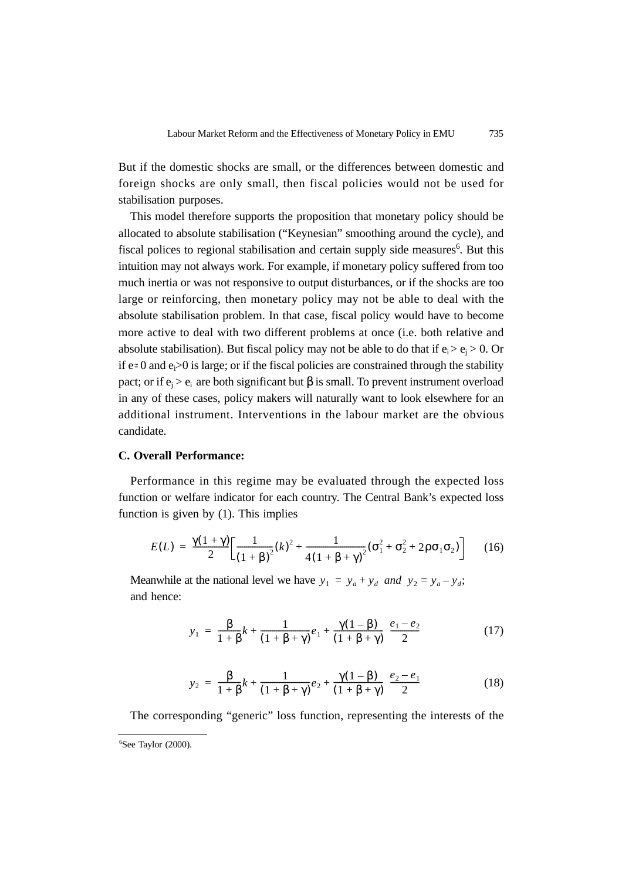But if the domestic shocks are small, or the differences between domestic and foreign shocks are only small, then fiscal policies would not be used for stabilisation purposes.

This model therefore supports the proposition that monetary policy should be allocated to absolute stabilisation ("Keynesian" smoothing around the cycle), and fiscal polices to regional stabilisation and certain supply side measures[6]. But this intuition may not always work. For example, if monetary policy suffered from too much inertia or was not responsive to output disturbances, or if the shocks are too large or reinforcing, then monetary policy may not be able to deal with the absolute stabilisation problem. In that case, fiscal policy would have to become more active to deal with two different problems at once (i.e. both relative and absolute stabilisation). But fiscal policy may not be able to do that if $e_i > e_j > 0$. Or if $e \simeq 0$ and $e_i > 0$ is large; or if the fiscal policies are constrained through the stability pact; or if $e_j > e_i$ are both significant but $\beta$ is small. To prevent instrument overload in any of these cases, policy makers will naturally want to look elsewhere for an additional instrument. Interventions in the labour market are the obvious candidate.

**C. Overall Performance:**

Performance in this regime may be evaluated through the expected loss function or welfare indicator for each country. The Central Bank's expected loss function is given by (1). This implies

$$E(L) = \frac{\gamma(1+\gamma)}{2}\left[\frac{1}{(1+\beta)^2}(k)^2 + \frac{1}{4(1+\beta+\gamma)^2}(\sigma_1^2 + \sigma_2^2 + 2\rho\sigma_1\sigma_2)\right] \qquad (16)$$

Meanwhile at the national level we have $y_1 = y_a + y_d$ *and* $y_2 = y_a - y_d$; and hence:

$$y_1 = \frac{\beta}{1+\beta}k + \frac{1}{(1+\beta+\gamma)}e_1 + \frac{\gamma(1-\beta)}{(1+\beta+\gamma)}\frac{e_1 - e_2}{2} \qquad (17)$$

$$y_2 = \frac{\beta}{1+\beta}k + \frac{1}{(1+\beta+\gamma)}e_2 + \frac{\gamma(1-\beta)}{(1+\beta+\gamma)}\frac{e_2 - e_1}{2} \qquad (18)$$

The corresponding "generic" loss function, representing the interests of the

[6] See Taylor (2000).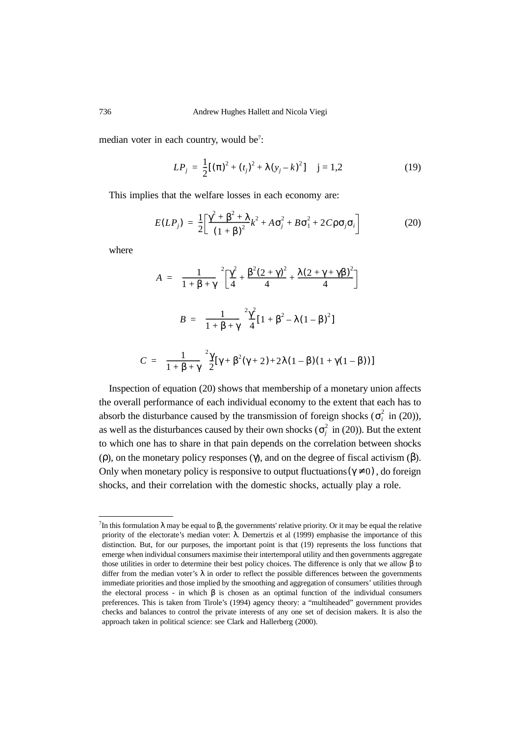median voter in each country, would be[7]:

$$LP_j = \frac{1}{2}[(\pi)^2 + (t_j)^2 + \lambda(y_j - k)^2] \quad j = 1,2 \tag{19}$$

This implies that the welfare losses in each economy are:

$$E(LP_j) = \frac{1}{2}\left[\frac{\gamma^2 + \beta^2 + \lambda}{(1+\beta)^2}k^2 + A\sigma_j^2 + B\sigma_1^2 + 2C\rho\sigma_j\sigma_i\right] \tag{20}$$

where

$$A = \left(\frac{1}{1+\beta+\gamma}\right)^2\left[\frac{\gamma^2}{4} + \frac{\beta^2(2+\gamma)^2}{4} + \frac{\lambda(2+\gamma+\gamma\beta)^2}{4}\right]$$

$$B = \left(\frac{1}{1+\beta+\gamma}\right)^2\frac{\gamma^2}{4}[1+\beta^2 - \lambda(1-\beta)^2]$$

$$C = \left(\frac{1}{1+\beta+\gamma}\right)^2\frac{\gamma}{2}[\gamma + \beta^2(\gamma+2) + 2\lambda(1-\beta)(1+\gamma(1-\beta))]$$

Inspection of equation (20) shows that membership of a monetary union affects the overall performance of each individual economy to the extent that each has to absorb the disturbance caused by the transmission of foreign shocks ($\sigma_i^2$ in (20)), as well as the disturbances caused by their own shocks ($\sigma_j^2$ in (20)). But the extent to which one has to share in that pain depends on the correlation between shocks ($\rho$), on the monetary policy responses ($\gamma$), and on the degree of fiscal activism ($\beta$). Only when monetary policy is responsive to output fluctuations $(\gamma \neq 0)$, do foreign shocks, and their correlation with the domestic shocks, actually play a role.

---

[7] In this formulation $\lambda$ may be equal to $\beta$, the governments' relative priority. Or it may be equal the relative priority of the electorate's median voter: $\lambda$. Demertzis et al (1999) emphasise the importance of this distinction. But, for our purposes, the important point is that (19) represents the loss functions that emerge when individual consumers maximise their intertemporal utility and then governments aggregate those utilities in order to determine their best policy choices. The difference is only that we allow $\beta$ to differ from the median voter's $\lambda$ in order to reflect the possible differences between the governments immediate priorities and those implied by the smoothing and aggregation of consumers' utilities through the electoral process - in which $\beta$ is chosen as an optimal function of the individual consumers preferences. This is taken from Tirole's (1994) agency theory: a "multiheaded" government provides checks and balances to control the private interests of any one set of decision makers. It is also the approach taken in political science: see Clark and Hallerberg (2000).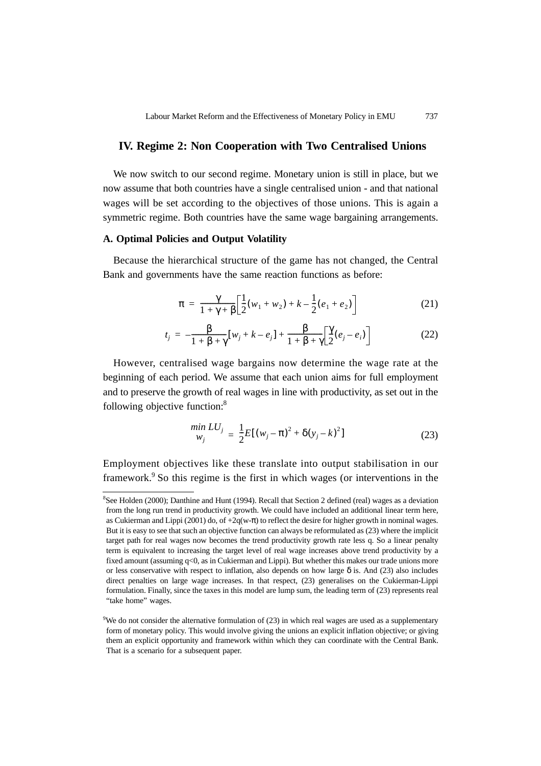## IV. Regime 2: Non Cooperation with Two Centralised Unions

We now switch to our second regime. Monetary union is still in place, but we now assume that both countries have a single centralised union - and that national wages will be set according to the objectives of those unions. This is again a symmetric regime. Both countries have the same wage bargaining arrangements.

### A. Optimal Policies and Output Volatility

Because the hierarchical structure of the game has not changed, the Central Bank and governments have the same reaction functions as before:

$$\pi = \frac{\gamma}{1+\gamma+\beta}\left[\frac{1}{2}(w_1+w_2)+k-\frac{1}{2}(e_1+e_2)\right] \tag{21}$$

$$t_j = -\frac{\beta}{1+\beta+\gamma}[w_j+k-e_j]+\frac{\beta}{1+\beta+\gamma}\left[\frac{\gamma}{2}(e_j-e_i)\right] \tag{22}$$

However, centralised wage bargains now determine the wage rate at the beginning of each period. We assume that each union aims for full employment and to preserve the growth of real wages in line with productivity, as set out in the following objective function:[8]

$$\min_{w_j} LU_j = \frac{1}{2}E[(w_j-\pi)^2+\delta(y_j-k)^2] \tag{23}$$

Employment objectives like these translate into output stabilisation in our framework.[9] So this regime is the first in which wages (or interventions in the

---

[8] See Holden (2000); Danthine and Hunt (1994). Recall that Section 2 defined (real) wages as a deviation from the long run trend in productivity growth. We could have included an additional linear term here, as Cukierman and Lippi (2001) do, of $+2q(w-\pi)$ to reflect the desire for higher growth in nominal wages. But it is easy to see that such an objective function can always be reformulated as (23) where the implicit target path for real wages now becomes the trend productivity growth rate less q. So a linear penalty term is equivalent to increasing the target level of real wage increases above trend productivity by a fixed amount (assuming $q<0$, as in Cukierman and Lippi). But whether this makes our trade unions more or less conservative with respect to inflation, also depends on how large $\delta$ is. And (23) also includes direct penalties on large wage increases. In that respect, (23) generalises on the Cukierman-Lippi formulation. Finally, since the taxes in this model are lump sum, the leading term of (23) represents real "take home" wages.

[9] We do not consider the alternative formulation of (23) in which real wages are used as a supplementary form of monetary policy. This would involve giving the unions an explicit inflation objective; or giving them an explicit opportunity and framework within which they can coordinate with the Central Bank. That is a scenario for a subsequent paper.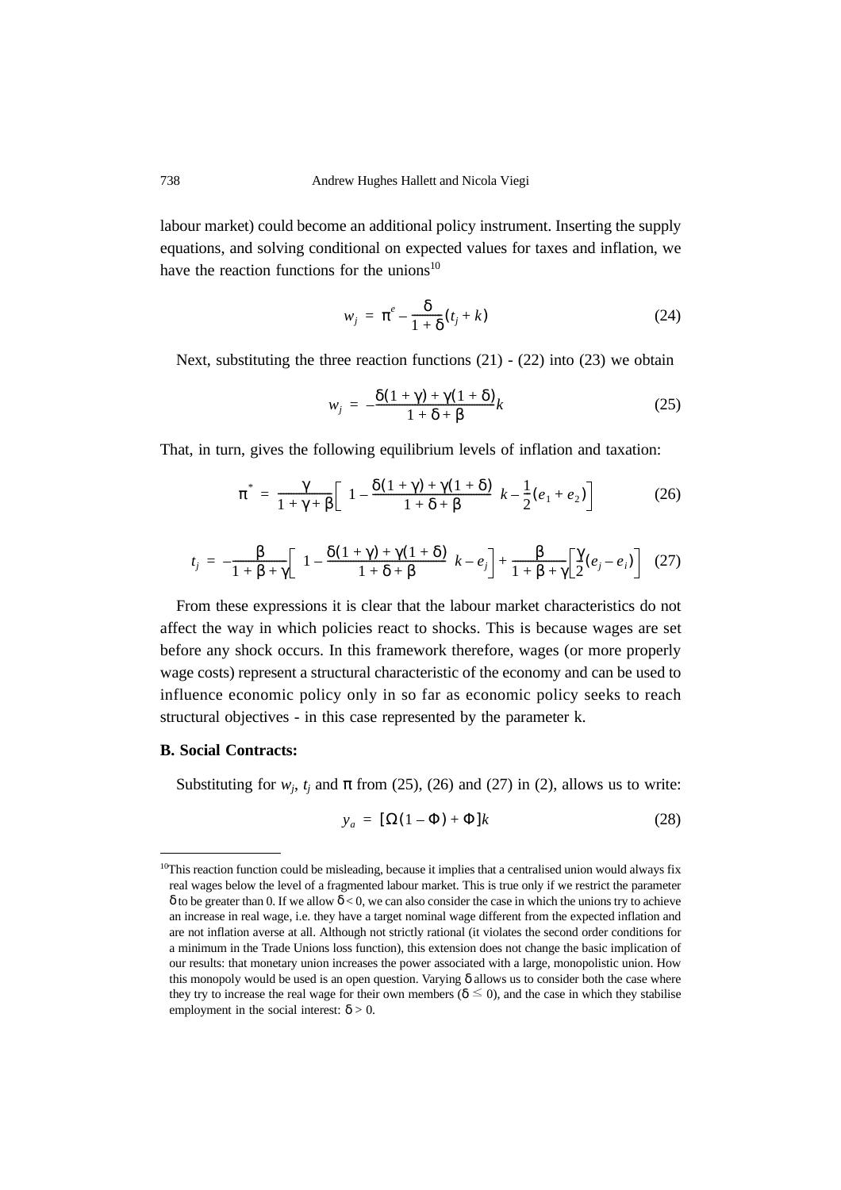labour market) could become an additional policy instrument. Inserting the supply equations, and solving conditional on expected values for taxes and inflation, we have the reaction functions for the unions[10]

$$w_j = \pi^e - \frac{\delta}{1+\delta}(t_j + k) \tag{24}$$

Next, substituting the three reaction functions (21) - (22) into (23) we obtain

$$w_j = -\frac{\delta(1+\gamma) + \gamma(1+\delta)}{1+\delta+\beta}k \tag{25}$$

That, in turn, gives the following equilibrium levels of inflation and taxation:

$$\pi^* = \frac{\gamma}{1+\gamma+\beta}\left[\left(1 - \frac{\delta(1+\gamma)+\gamma(1+\delta)}{1+\delta+\beta}\right)k - \frac{1}{2}(e_1 + e_2)\right] \tag{26}$$

$$t_j = -\frac{\beta}{1+\beta+\gamma}\left[\left(1 - \frac{\delta(1+\gamma)+\gamma(1+\delta)}{1+\delta+\beta}\right)k - e_j\right] + \frac{\beta}{1+\beta+\gamma}\left[\frac{\gamma}{2}(e_j - e_i)\right] \tag{27}$$

From these expressions it is clear that the labour market characteristics do not affect the way in which policies react to shocks. This is because wages are set before any shock occurs. In this framework therefore, wages (or more properly wage costs) represent a structural characteristic of the economy and can be used to influence economic policy only in so far as economic policy seeks to reach structural objectives - in this case represented by the parameter k.

**B. Social Contracts:**

Substituting for $w_j$, $t_j$ and $\pi$ from (25), (26) and (27) in (2), allows us to write:

$$y_a = [\Omega(1-\Phi) + \Phi]k \tag{28}$$

---

[10]This reaction function could be misleading, because it implies that a centralised union would always fix real wages below the level of a fragmented labour market. This is true only if we restrict the parameter $\delta$ to be greater than 0. If we allow $\delta < 0$, we can also consider the case in which the unions try to achieve an increase in real wage, i.e. they have a target nominal wage different from the expected inflation and are not inflation averse at all. Although not strictly rational (it violates the second order conditions for a minimum in the Trade Unions loss function), this extension does not change the basic implication of our results: that monetary union increases the power associated with a large, monopolistic union. How this monopoly would be used is an open question. Varying $\delta$ allows us to consider both the case where they try to increase the real wage for their own members ($\delta \leq 0$), and the case in which they stabilise employment in the social interest: $\delta > 0$.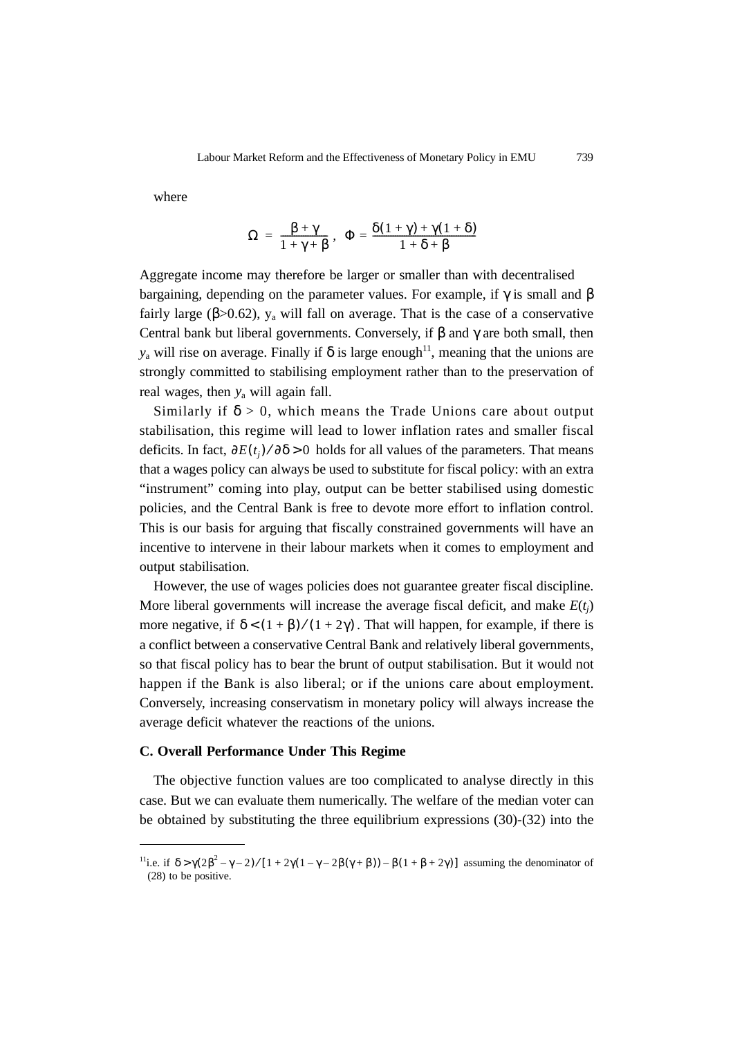where

$$\Omega = \frac{\beta + \gamma}{1 + \gamma + \beta}, \quad \Phi = \frac{\delta(1 + \gamma) + \gamma(1 + \delta)}{1 + \delta + \beta}$$

Aggregate income may therefore be larger or smaller than with decentralised bargaining, depending on the parameter values. For example, if $\gamma$ is small and $\beta$ fairly large ($\beta$>0.62), $y_a$ will fall on average. That is the case of a conservative Central bank but liberal governments. Conversely, if $\beta$ and $\gamma$ are both small, then $y_a$ will rise on average. Finally if $\delta$ is large enough[11], meaning that the unions are strongly committed to stabilising employment rather than to the preservation of real wages, then $y_a$ will again fall.

Similarly if $\delta > 0$, which means the Trade Unions care about output stabilisation, this regime will lead to lower inflation rates and smaller fiscal deficits. In fact, $\partial E(t_j)/\partial\delta > 0$ holds for all values of the parameters. That means that a wages policy can always be used to substitute for fiscal policy: with an extra "instrument" coming into play, output can be better stabilised using domestic policies, and the Central Bank is free to devote more effort to inflation control. This is our basis for arguing that fiscally constrained governments will have an incentive to intervene in their labour markets when it comes to employment and output stabilisation.

However, the use of wages policies does not guarantee greater fiscal discipline. More liberal governments will increase the average fiscal deficit, and make $E(t_j)$ more negative, if $\delta < (1 + \beta)/(1 + 2\gamma)$. That will happen, for example, if there is a conflict between a conservative Central Bank and relatively liberal governments, so that fiscal policy has to bear the brunt of output stabilisation. But it would not happen if the Bank is also liberal; or if the unions care about employment. Conversely, increasing conservatism in monetary policy will always increase the average deficit whatever the reactions of the unions.

### C. Overall Performance Under This Regime

The objective function values are too complicated to analyse directly in this case. But we can evaluate them numerically. The welfare of the median voter can be obtained by substituting the three equilibrium expressions (30)-(32) into the

---

[11] i.e. if $\delta > \gamma(2\beta^2 - \gamma - 2)/[1 + 2\gamma(1 - \gamma - 2\beta(\gamma + \beta)) - \beta(1 + \beta + 2\gamma)]$ assuming the denominator of (28) to be positive.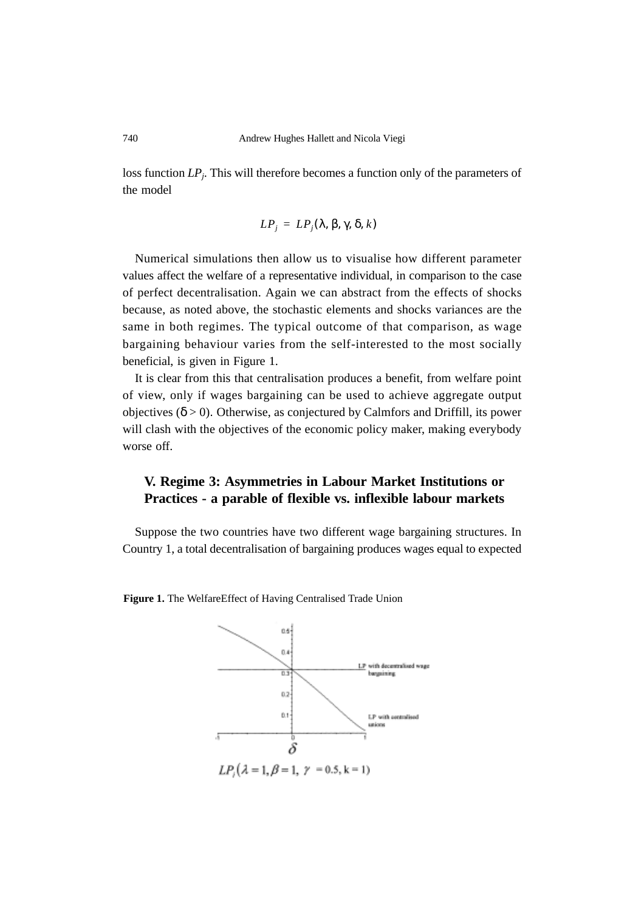loss function $LP_j$. This will therefore becomes a function only of the parameters of the model

$$LP_j = LP_j(\lambda, \beta, \gamma, \delta, k)$$

Numerical simulations then allow us to visualise how different parameter values affect the welfare of a representative individual, in comparison to the case of perfect decentralisation. Again we can abstract from the effects of shocks because, as noted above, the stochastic elements and shocks variances are the same in both regimes. The typical outcome of that comparison, as wage bargaining behaviour varies from the self-interested to the most socially beneficial, is given in Figure 1.

It is clear from this that centralisation produces a benefit, from welfare point of view, only if wages bargaining can be used to achieve aggregate output objectives ($\delta > 0$). Otherwise, as conjectured by Calmfors and Driffill, its power will clash with the objectives of the economic policy maker, making everybody worse off.

## V. Regime 3: Asymmetries in Labour Market Institutions or Practices - a parable of flexible vs. inflexible labour markets

Suppose the two countries have two different wage bargaining structures. In Country 1, a total decentralisation of bargaining produces wages equal to expected

**Figure 1.** The WelfareEffect of Having Centralised Trade Union

$LP_j(\lambda = 1, \beta = 1, \gamma = 0.5, k = 1)$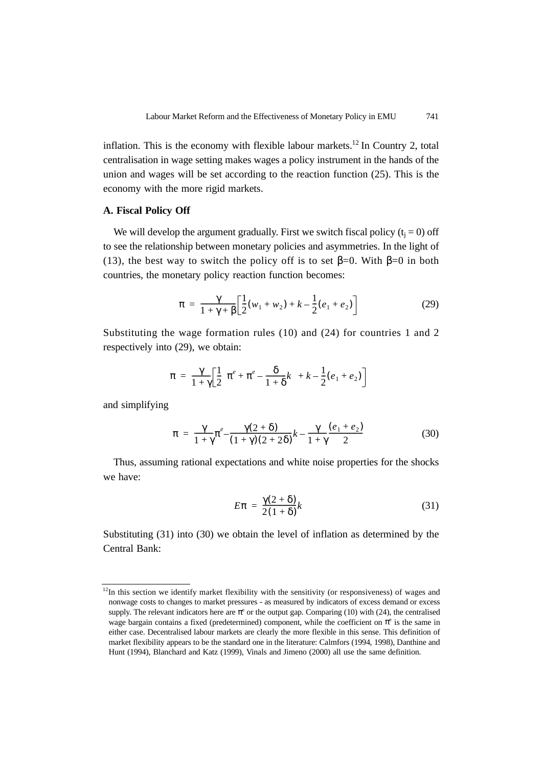inflation. This is the economy with flexible labour markets.[12] In Country 2, total centralisation in wage setting makes wages a policy instrument in the hands of the union and wages will be set according to the reaction function (25). This is the economy with the more rigid markets.

### A. Fiscal Policy Off

We will develop the argument gradually. First we switch fiscal policy ($t_j = 0$) off to see the relationship between monetary policies and asymmetries. In the light of (13), the best way to switch the policy off is to set $\beta$=0. With $\beta$=0 in both countries, the monetary policy reaction function becomes:

$$\pi = \frac{\gamma}{1+\gamma+\beta}\left[\frac{1}{2}(w_1 + w_2) + k - \frac{1}{2}(e_1 + e_2)\right] \tag{29}$$

Substituting the wage formation rules (10) and (24) for countries 1 and 2 respectively into (29), we obtain:

$$\pi = \frac{\gamma}{1+\gamma}\left[\frac{1}{2}\left(\pi^e + \pi^e - \frac{\delta}{1+\delta}k\right) + k - \frac{1}{2}(e_1 + e_2)\right]$$

and simplifying

$$\pi = \frac{\gamma}{1+\gamma}\pi^e - \frac{\gamma(2+\delta)}{(1+\gamma)(2+2\delta)}k - \frac{\gamma}{1+\gamma}\frac{(e_1 + e_2)}{2} \tag{30}$$

Thus, assuming rational expectations and white noise properties for the shocks we have:

$$E\pi = \frac{\gamma(2+\delta)}{2(1+\delta)}k \tag{31}$$

Substituting (31) into (30) we obtain the level of inflation as determined by the Central Bank:

[12] In this section we identify market flexibility with the sensitivity (or responsiveness) of wages and nonwage costs to changes to market pressures - as measured by indicators of excess demand or excess supply. The relevant indicators here are $\pi^e$ or the output gap. Comparing (10) with (24), the centralised wage bargain contains a fixed (predetermined) component, while the coefficient on $\pi^e$ is the same in either case. Decentralised labour markets are clearly the more flexible in this sense. This definition of market flexibility appears to be the standard one in the literature: Calmfors (1994, 1998), Danthine and Hunt (1994), Blanchard and Katz (1999), Vinals and Jimeno (2000) all use the same definition.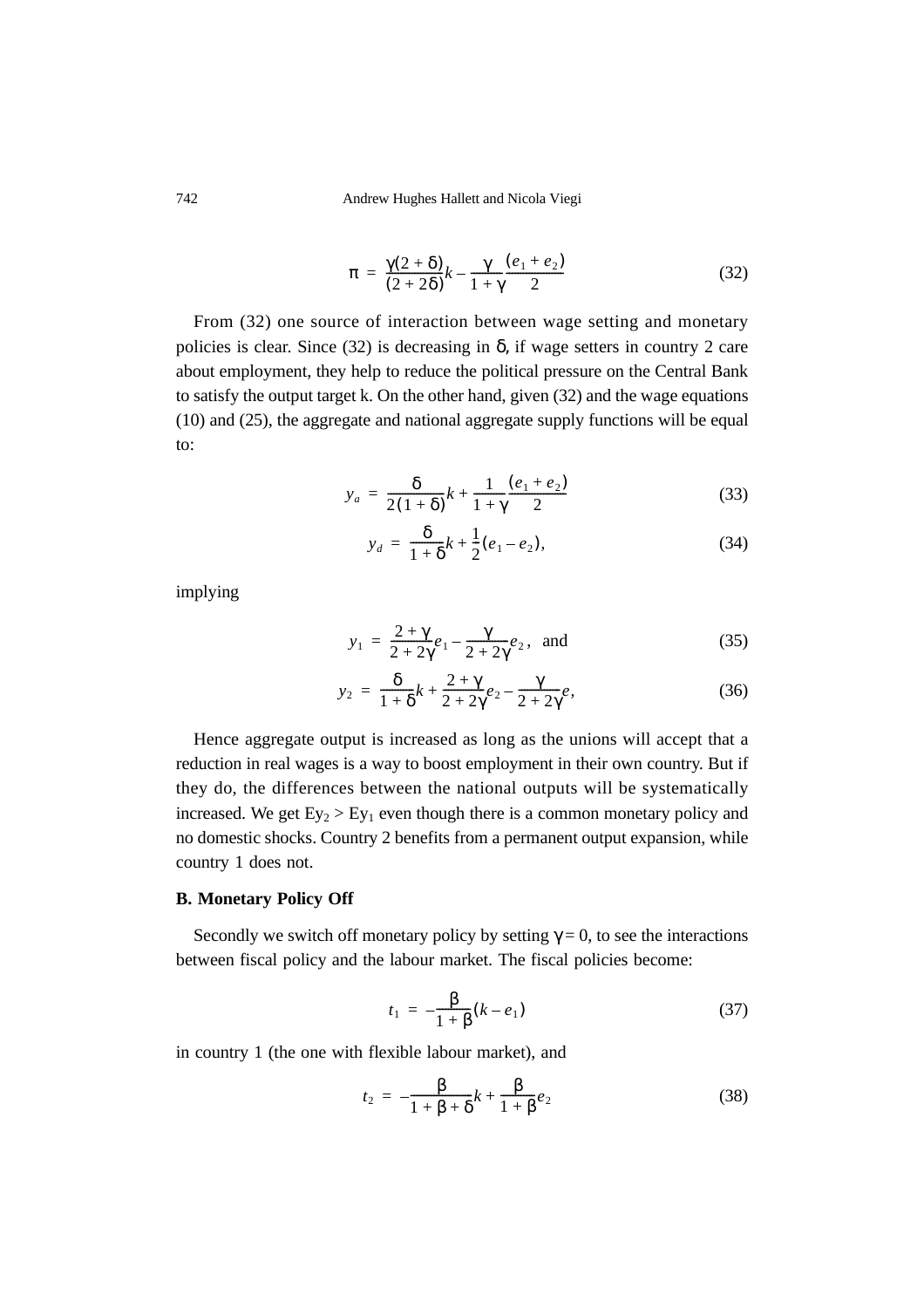$$\pi = \frac{\gamma(2+\delta)}{(2+2\delta)}k - \frac{\gamma}{1+\gamma}\frac{(e_1+e_2)}{2} \tag{32}$$

From (32) one source of interaction between wage setting and monetary policies is clear. Since (32) is decreasing in $\delta$, if wage setters in country 2 care about employment, they help to reduce the political pressure on the Central Bank to satisfy the output target k. On the other hand, given (32) and the wage equations (10) and (25), the aggregate and national aggregate supply functions will be equal to:

$$y_a = \frac{\delta}{2(1+\delta)}k + \frac{1}{1+\gamma}\frac{(e_1+e_2)}{2} \tag{33}$$

$$y_d = \frac{\delta}{1+\delta}k + \frac{1}{2}(e_1 - e_2), \tag{34}$$

implying

$$y_1 = \frac{2+\gamma}{2+2\gamma}e_1 - \frac{\gamma}{2+2\gamma}e_2, \quad \text{and} \tag{35}$$

$$y_2 = \frac{\delta}{1+\delta}k + \frac{2+\gamma}{2+2\gamma}e_2 - \frac{\gamma}{2+2\gamma}e, \tag{36}$$

Hence aggregate output is increased as long as the unions will accept that a reduction in real wages is a way to boost employment in their own country. But if they do, the differences between the national outputs will be systematically increased. We get $Ey_2 > Ey_1$ even though there is a common monetary policy and no domestic shocks. Country 2 benefits from a permanent output expansion, while country 1 does not.

**B. Monetary Policy Off**

Secondly we switch off monetary policy by setting $\gamma = 0$, to see the interactions between fiscal policy and the labour market. The fiscal policies become:

$$t_1 = -\frac{\beta}{1+\beta}(k - e_1) \tag{37}$$

in country 1 (the one with flexible labour market), and

$$t_2 = -\frac{\beta}{1+\beta+\delta}k + \frac{\beta}{1+\beta}e_2 \tag{38}$$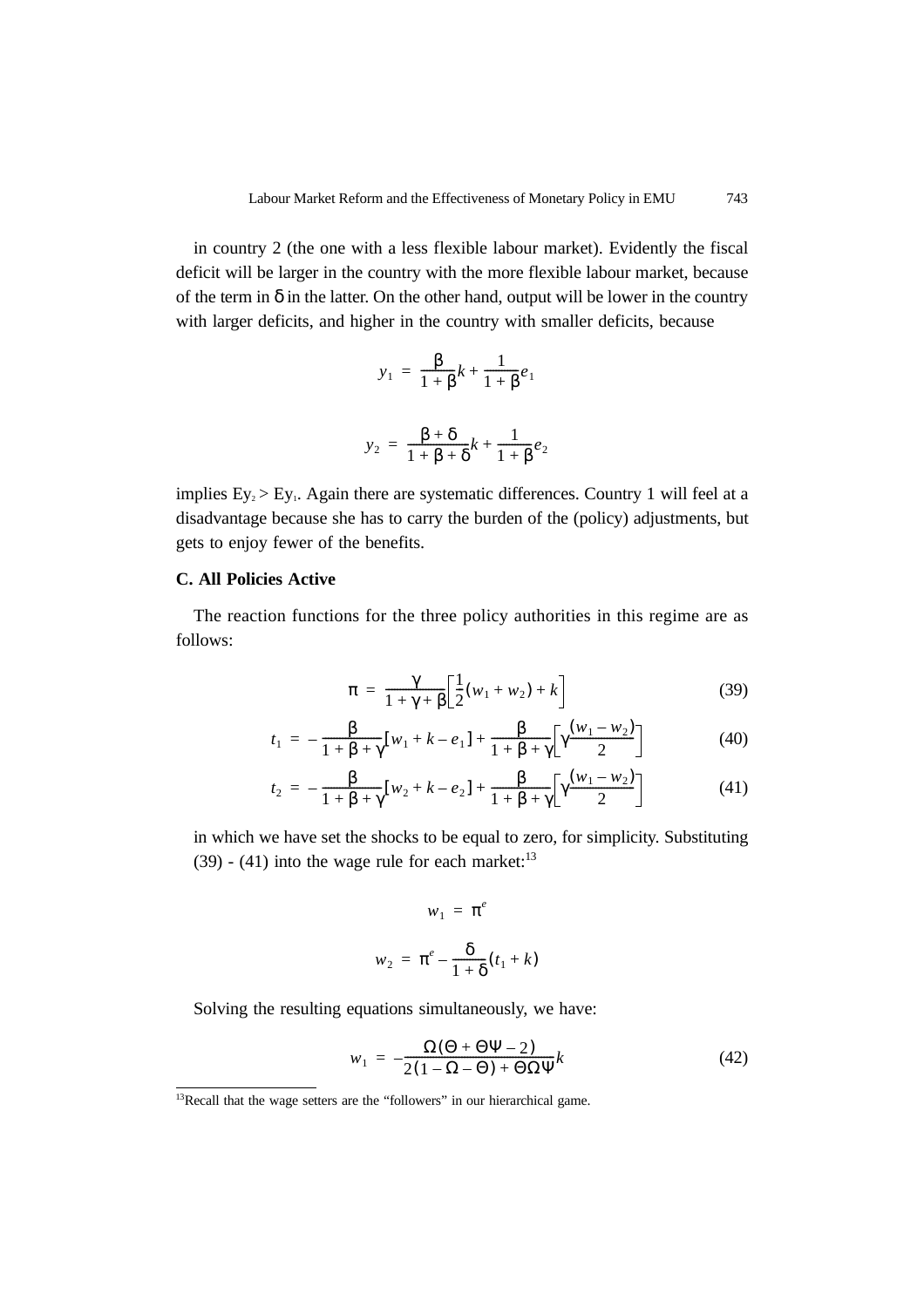in country 2 (the one with a less flexible labour market). Evidently the fiscal deficit will be larger in the country with the more flexible labour market, because of the term in $\delta$ in the latter. On the other hand, output will be lower in the country with larger deficits, and higher in the country with smaller deficits, because

$$y_1 = \frac{\beta}{1+\beta}k + \frac{1}{1+\beta}e_1$$

$$y_2 = \frac{\beta+\delta}{1+\beta+\delta}k + \frac{1}{1+\beta}e_2$$

implies $Ey_2 > Ey_1$. Again there are systematic differences. Country 1 will feel at a disadvantage because she has to carry the burden of the (policy) adjustments, but gets to enjoy fewer of the benefits.

### C. All Policies Active

The reaction functions for the three policy authorities in this regime are as follows:

$$\pi = \frac{\gamma}{1+\gamma+\beta}\left[\frac{1}{2}(w_1+w_2)+k\right] \tag{39}$$

$$t_1 = -\frac{\beta}{1+\beta+\gamma}[w_1+k-e_1] + \frac{\beta}{1+\beta+\gamma}\left[\gamma\frac{(w_1-w_2)}{2}\right] \tag{40}$$

$$t_2 = -\frac{\beta}{1+\beta+\gamma}[w_2+k-e_2] + \frac{\beta}{1+\beta+\gamma}\left[\gamma\frac{(w_1-w_2)}{2}\right] \tag{41}$$

in which we have set the shocks to be equal to zero, for simplicity. Substituting (39) - (41) into the wage rule for each market:[13]

$$w_1 = \pi^e$$

$$w_2 = \pi^e - \frac{\delta}{1+\delta}(t_1+k)$$

Solving the resulting equations simultaneously, we have:

$$w_1 = -\frac{\Omega(\Theta+\Theta\Psi-2)}{2(1-\Omega-\Theta)+\Theta\Omega\Psi}k \tag{42}$$

[13] Recall that the wage setters are the "followers" in our hierarchical game.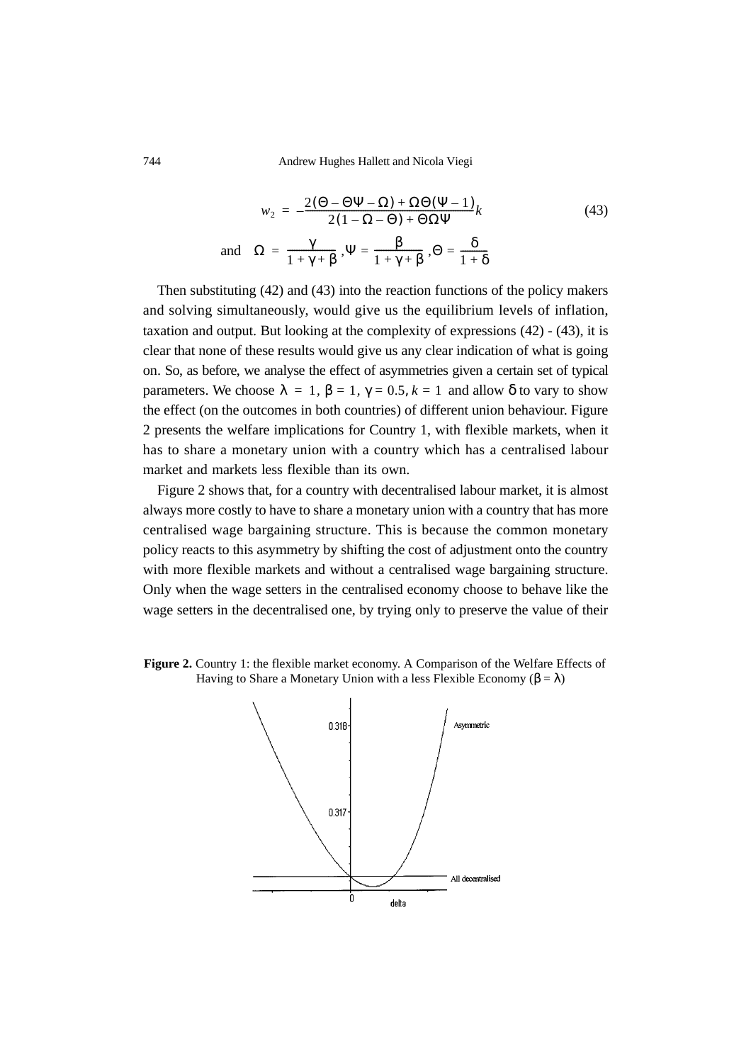$$w_2 = -\frac{2(\Theta - \Theta\Psi - \Omega) + \Omega\Theta(\Psi - 1)}{2(1 - \Omega - \Theta) + \Theta\Omega\Psi}k \tag{43}$$

$$\text{and} \quad \Omega = \frac{\gamma}{1 + \gamma + \beta}, \Psi = \frac{\beta}{1 + \gamma + \beta}, \Theta = \frac{\delta}{1 + \delta}$$

Then substituting (42) and (43) into the reaction functions of the policy makers and solving simultaneously, would give us the equilibrium levels of inflation, taxation and output. But looking at the complexity of expressions (42) - (43), it is clear that none of these results would give us any clear indication of what is going on. So, as before, we analyse the effect of asymmetries given a certain set of typical parameters. We choose $\lambda = 1$, $\beta = 1$, $\gamma = 0.5$, $k = 1$ and allow $\delta$ to vary to show the effect (on the outcomes in both countries) of different union behaviour. Figure 2 presents the welfare implications for Country 1, with flexible markets, when it has to share a monetary union with a country which has a centralised labour market and markets less flexible than its own.

Figure 2 shows that, for a country with decentralised labour market, it is almost always more costly to have to share a monetary union with a country that has more centralised wage bargaining structure. This is because the common monetary policy reacts to this asymmetry by shifting the cost of adjustment onto the country with more flexible markets and without a centralised wage bargaining structure. Only when the wage setters in the centralised economy choose to behave like the wage setters in the decentralised one, by trying only to preserve the value of their

**Figure 2.** Country 1: the flexible market economy. A Comparison of the Welfare Effects of Having to Share a Monetary Union with a less Flexible Economy ($\beta = \lambda$)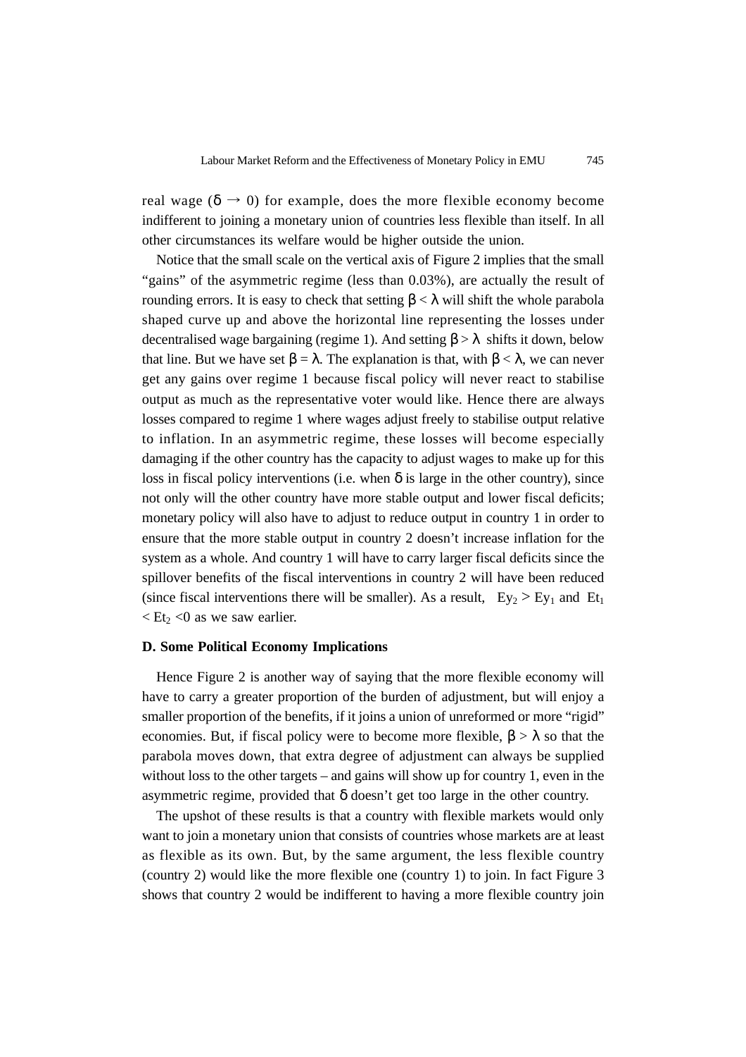real wage ($\delta \rightarrow 0$) for example, does the more flexible economy become indifferent to joining a monetary union of countries less flexible than itself. In all other circumstances its welfare would be higher outside the union.

Notice that the small scale on the vertical axis of Figure 2 implies that the small "gains" of the asymmetric regime (less than 0.03%), are actually the result of rounding errors. It is easy to check that setting $\beta < \lambda$ will shift the whole parabola shaped curve up and above the horizontal line representing the losses under decentralised wage bargaining (regime 1). And setting $\beta > \lambda$ shifts it down, below that line. But we have set $\beta = \lambda$. The explanation is that, with $\beta < \lambda$, we can never get any gains over regime 1 because fiscal policy will never react to stabilise output as much as the representative voter would like. Hence there are always losses compared to regime 1 where wages adjust freely to stabilise output relative to inflation. In an asymmetric regime, these losses will become especially damaging if the other country has the capacity to adjust wages to make up for this loss in fiscal policy interventions (i.e. when $\delta$ is large in the other country), since not only will the other country have more stable output and lower fiscal deficits; monetary policy will also have to adjust to reduce output in country 1 in order to ensure that the more stable output in country 2 doesn't increase inflation for the system as a whole. And country 1 will have to carry larger fiscal deficits since the spillover benefits of the fiscal interventions in country 2 will have been reduced (since fiscal interventions there will be smaller). As a result, $Ey_2 > Ey_1$ and $Et_1 < Et_2 < 0$ as we saw earlier.

### D. Some Political Economy Implications

Hence Figure 2 is another way of saying that the more flexible economy will have to carry a greater proportion of the burden of adjustment, but will enjoy a smaller proportion of the benefits, if it joins a union of unreformed or more "rigid" economies. But, if fiscal policy were to become more flexible, $\beta > \lambda$ so that the parabola moves down, that extra degree of adjustment can always be supplied without loss to the other targets – and gains will show up for country 1, even in the asymmetric regime, provided that $\delta$ doesn't get too large in the other country.

The upshot of these results is that a country with flexible markets would only want to join a monetary union that consists of countries whose markets are at least as flexible as its own. But, by the same argument, the less flexible country (country 2) would like the more flexible one (country 1) to join. In fact Figure 3 shows that country 2 would be indifferent to having a more flexible country join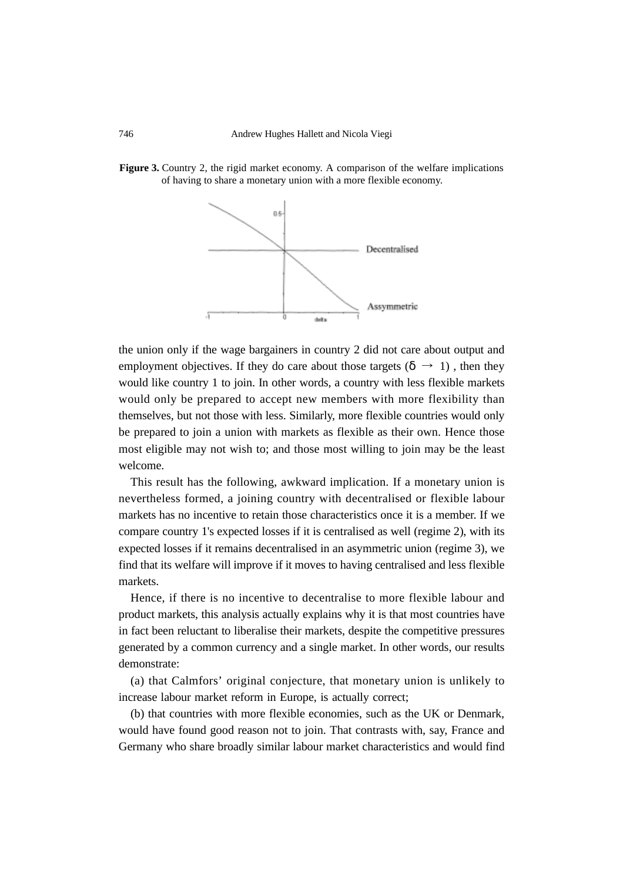**Figure 3.** Country 2, the rigid market economy. A comparison of the welfare implications of having to share a monetary union with a more flexible economy.

the union only if the wage bargainers in country 2 did not care about output and employment objectives. If they do care about those targets ($\delta \to 1$), then they would like country 1 to join. In other words, a country with less flexible markets would only be prepared to accept new members with more flexibility than themselves, but not those with less. Similarly, more flexible countries would only be prepared to join a union with markets as flexible as their own. Hence those most eligible may not wish to; and those most willing to join may be the least welcome.

This result has the following, awkward implication. If a monetary union is nevertheless formed, a joining country with decentralised or flexible labour markets has no incentive to retain those characteristics once it is a member. If we compare country 1's expected losses if it is centralised as well (regime 2), with its expected losses if it remains decentralised in an asymmetric union (regime 3), we find that its welfare will improve if it moves to having centralised and less flexible markets.

Hence, if there is no incentive to decentralise to more flexible labour and product markets, this analysis actually explains why it is that most countries have in fact been reluctant to liberalise their markets, despite the competitive pressures generated by a common currency and a single market. In other words, our results demonstrate:

(a) that Calmfors' original conjecture, that monetary union is unlikely to increase labour market reform in Europe, is actually correct;

(b) that countries with more flexible economies, such as the UK or Denmark, would have found good reason not to join. That contrasts with, say, France and Germany who share broadly similar labour market characteristics and would find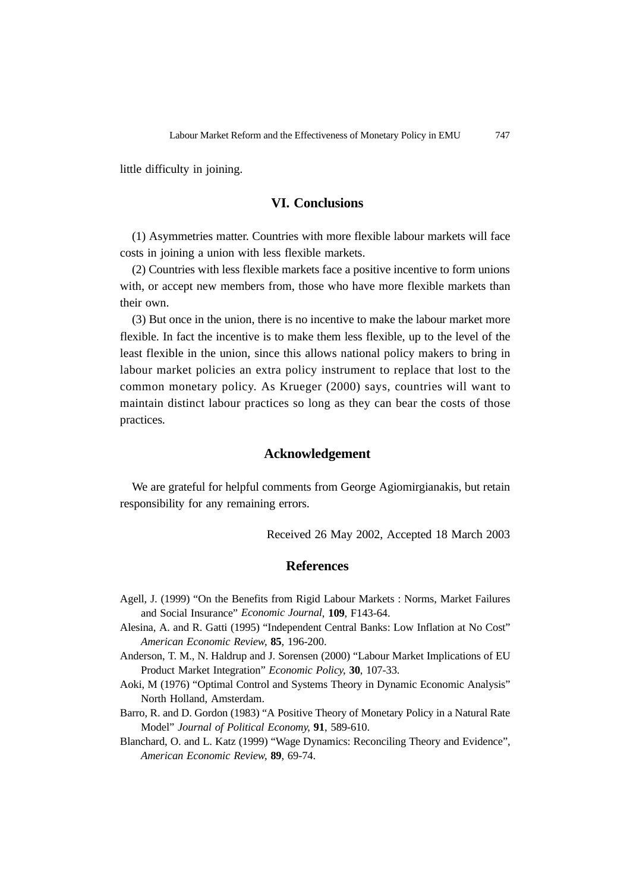little difficulty in joining.

## VI. Conclusions

(1) Asymmetries matter. Countries with more flexible labour markets will face costs in joining a union with less flexible markets.

(2) Countries with less flexible markets face a positive incentive to form unions with, or accept new members from, those who have more flexible markets than their own.

(3) But once in the union, there is no incentive to make the labour market more flexible. In fact the incentive is to make them less flexible, up to the level of the least flexible in the union, since this allows national policy makers to bring in labour market policies an extra policy instrument to replace that lost to the common monetary policy. As Krueger (2000) says, countries will want to maintain distinct labour practices so long as they can bear the costs of those practices.

## Acknowledgement

We are grateful for helpful comments from George Agiomirgianakis, but retain responsibility for any remaining errors.

Received 26 May 2002, Accepted 18 March 2003

## References

Agell, J. (1999) "On the Benefits from Rigid Labour Markets : Norms, Market Failures and Social Insurance" *Economic Journal*, **109**, F143-64.

Alesina, A. and R. Gatti (1995) "Independent Central Banks: Low Inflation at No Cost" *American Economic Review*, **85**, 196-200.

Anderson, T. M., N. Haldrup and J. Sorensen (2000) "Labour Market Implications of EU Product Market Integration" *Economic Policy*, **30**, 107-33.

Aoki, M (1976) "Optimal Control and Systems Theory in Dynamic Economic Analysis" North Holland, Amsterdam.

Barro, R. and D. Gordon (1983) "A Positive Theory of Monetary Policy in a Natural Rate Model" *Journal of Political Economy*, **91**, 589-610.

Blanchard, O. and L. Katz (1999) "Wage Dynamics: Reconciling Theory and Evidence", *American Economic Review*, **89**, 69-74.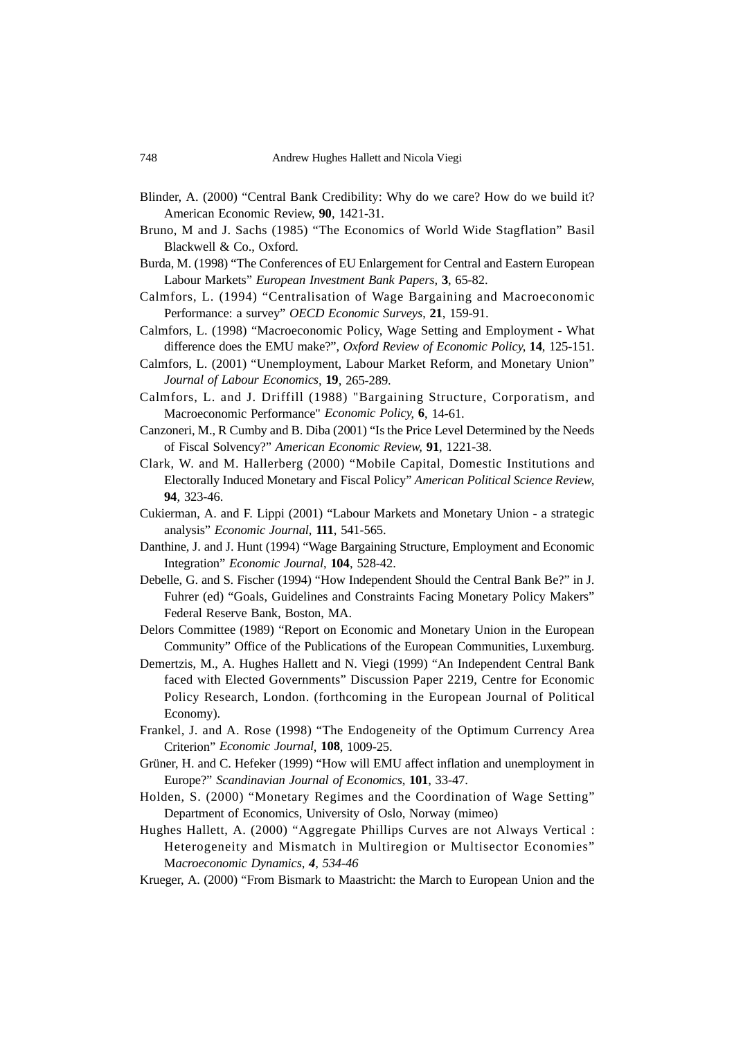Blinder, A. (2000) "Central Bank Credibility: Why do we care? How do we build it? American Economic Review, **90**, 1421-31.

Bruno, M and J. Sachs (1985) "The Economics of World Wide Stagflation" Basil Blackwell & Co., Oxford.

Burda, M. (1998) "The Conferences of EU Enlargement for Central and Eastern European Labour Markets" *European Investment Bank Papers,* **3**, 65-82.

Calmfors, L. (1994) "Centralisation of Wage Bargaining and Macroeconomic Performance: a survey" *OECD Economic Surveys*, **21**, 159-91.

Calmfors, L. (1998) "Macroeconomic Policy, Wage Setting and Employment - What difference does the EMU make?", *Oxford Review of Economic Policy,* **14**, 125-151.

Calmfors, L. (2001) "Unemployment, Labour Market Reform, and Monetary Union" *Journal of Labour Economics*, **19**, 265-289.

Calmfors, L. and J. Driffill (1988) "Bargaining Structure, Corporatism, and Macroeconomic Performance" *Economic Policy*, **6**, 14-61.

Canzoneri, M., R Cumby and B. Diba (2001) "Is the Price Level Determined by the Needs of Fiscal Solvency?" *American Economic Review,* **91**, 1221-38.

Clark, W. and M. Hallerberg (2000) "Mobile Capital, Domestic Institutions and Electorally Induced Monetary and Fiscal Policy" *American Political Science Review,* **94**, 323-46.

Cukierman, A. and F. Lippi (2001) "Labour Markets and Monetary Union - a strategic analysis" *Economic Journal*, **111**, 541-565.

Danthine, J. and J. Hunt (1994) "Wage Bargaining Structure, Employment and Economic Integration" *Economic Journal*, **104**, 528-42.

Debelle, G. and S. Fischer (1994) "How Independent Should the Central Bank Be?" in J. Fuhrer (ed) "Goals, Guidelines and Constraints Facing Monetary Policy Makers" Federal Reserve Bank, Boston, MA.

Delors Committee (1989) "Report on Economic and Monetary Union in the European Community" Office of the Publications of the European Communities, Luxemburg.

Demertzis, M., A. Hughes Hallett and N. Viegi (1999) "An Independent Central Bank faced with Elected Governments" Discussion Paper 2219, Centre for Economic Policy Research, London. (forthcoming in the European Journal of Political Economy).

Frankel, J. and A. Rose (1998) "The Endogeneity of the Optimum Currency Area Criterion" *Economic Journal*, **108**, 1009-25.

Grüner, H. and C. Hefeker (1999) "How will EMU affect inflation and unemployment in Europe?" *Scandinavian Journal of Economics*, **101**, 33-47.

Holden, S. (2000) "Monetary Regimes and the Coordination of Wage Setting" Department of Economics, University of Oslo, Norway (mimeo)

Hughes Hallett, A. (2000) "Aggregate Phillips Curves are not Always Vertical : Heterogeneity and Mismatch in Multiregion or Multisector Economies" M*acroeconomic Dynamics*, *4, 534-46*

Krueger, A. (2000) "From Bismark to Maastricht: the March to European Union and the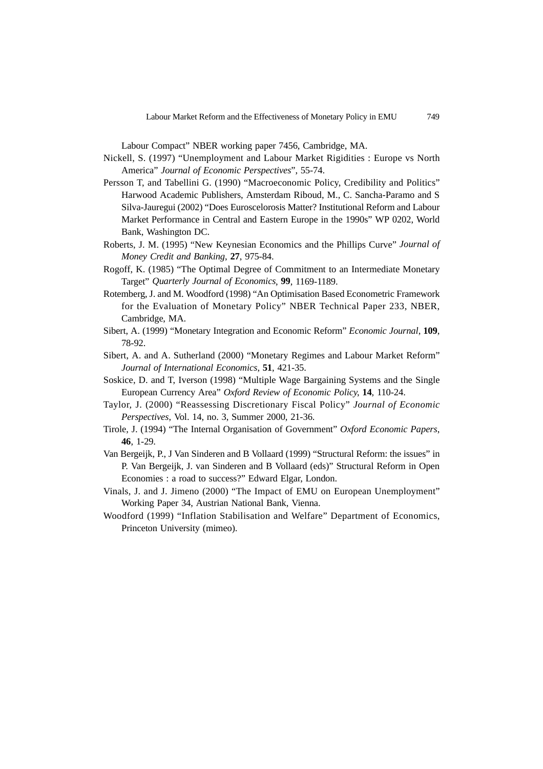Labour Compact" NBER working paper 7456, Cambridge, MA.

Nickell, S. (1997) "Unemployment and Labour Market Rigidities : Europe vs North America" *Journal of Economic Perspectives*", 55-74.

Persson T, and Tabellini G. (1990) "Macroeconomic Policy, Credibility and Politics" Harwood Academic Publishers, Amsterdam Riboud, M., C. Sancha-Paramo and S Silva-Jauregui (2002) "Does Euroscelorosis Matter? Institutional Reform and Labour Market Performance in Central and Eastern Europe in the 1990s" WP 0202, World Bank, Washington DC.

Roberts, J. M. (1995) "New Keynesian Economics and the Phillips Curve" *Journal of Money Credit and Banking*, **27**, 975-84.

Rogoff, K. (1985) "The Optimal Degree of Commitment to an Intermediate Monetary Target" *Quarterly Journal of Economics*, **99**, 1169-1189.

Rotemberg, J. and M. Woodford (1998) "An Optimisation Based Econometric Framework for the Evaluation of Monetary Policy" NBER Technical Paper 233, NBER, Cambridge, MA.

Sibert, A. (1999) "Monetary Integration and Economic Reform" *Economic Journal*, **109**, 78-92.

Sibert, A. and A. Sutherland (2000) "Monetary Regimes and Labour Market Reform" *Journal of International Economics*, **51**, 421-35.

Soskice, D. and T, Iverson (1998) "Multiple Wage Bargaining Systems and the Single European Currency Area" *Oxford Review of Economic Policy*, **14**, 110-24.

Taylor, J. (2000) "Reassessing Discretionary Fiscal Policy" *Journal of Economic Perspectives*, Vol. 14, no. 3, Summer 2000, 21-36.

Tirole, J. (1994) "The Internal Organisation of Government" *Oxford Economic Papers*, **46**, 1-29.

Van Bergeijk, P., J Van Sinderen and B Vollaard (1999) "Structural Reform: the issues" in P. Van Bergeijk, J. van Sinderen and B Vollaard (eds)" Structural Reform in Open Economies : a road to success?" Edward Elgar, London.

Vinals, J. and J. Jimeno (2000) "The Impact of EMU on European Unemployment" Working Paper 34, Austrian National Bank, Vienna.

Woodford (1999) "Inflation Stabilisation and Welfare" Department of Economics, Princeton University (mimeo).